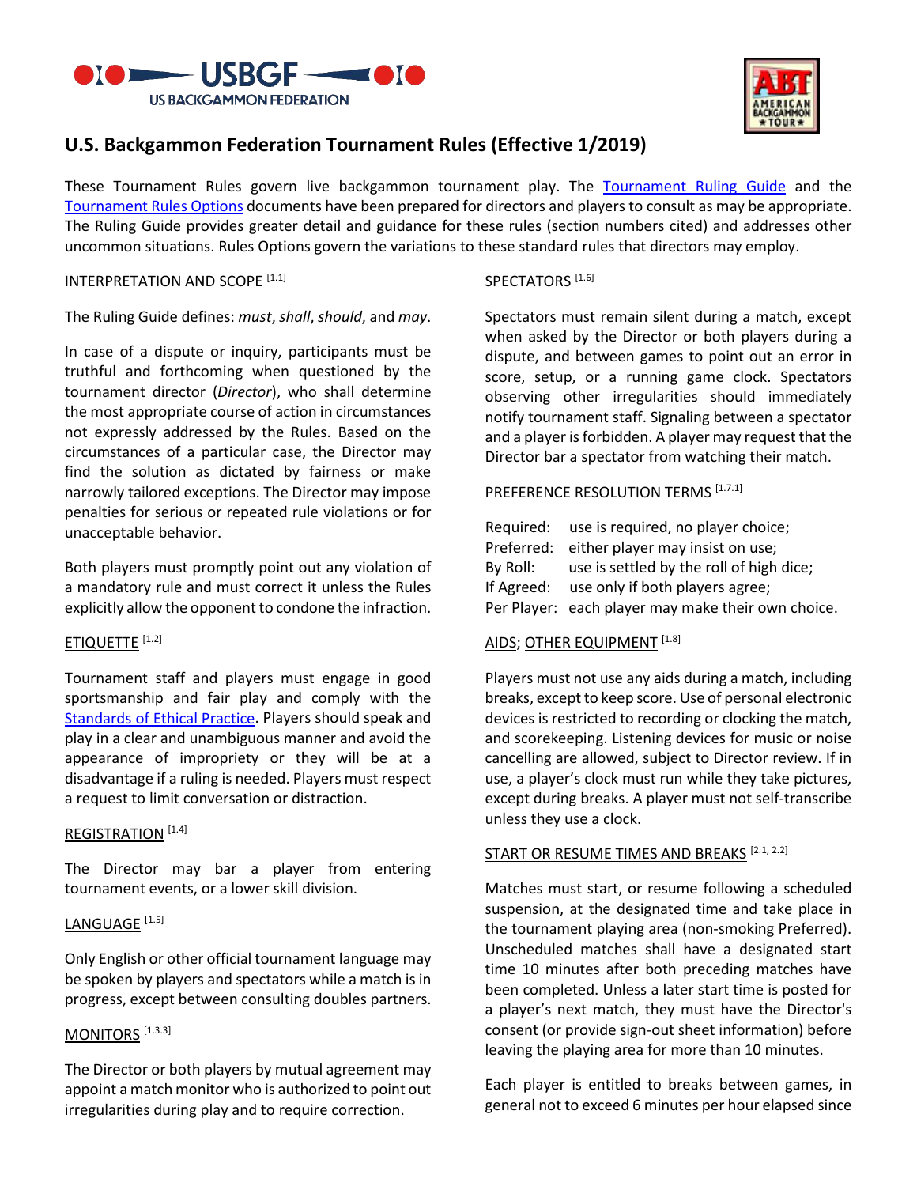# U.S. Backgammon Federation Tournament Rules (Effective 1/2019)

These Tournament Rules govern live backgammon tournament play. The Tournament Ruling Guide and the Tournament Rules Options documents have been prepared for directors and players to consult as may be appropriate. The Ruling Guide provides greater detail and guidance for these rules (section numbers cited) and addresses other uncommon situations. Rules Options govern the variations to these standard rules that directors may employ.

## INTERPRETATION AND SCOPE [1.1]

The Ruling Guide defines: *must*, *shall*, *should*, and *may*.

In case of a dispute or inquiry, participants must be truthful and forthcoming when questioned by the tournament director (*Director*), who shall determine the most appropriate course of action in circumstances not expressly addressed by the Rules. Based on the circumstances of a particular case, the Director may find the solution as dictated by fairness or make narrowly tailored exceptions. The Director may impose penalties for serious or repeated rule violations or for unacceptable behavior.

Both players must promptly point out any violation of a mandatory rule and must correct it unless the Rules explicitly allow the opponent to condone the infraction.

## ETIQUETTE [1.2]

Tournament staff and players must engage in good sportsmanship and fair play and comply with the Standards of Ethical Practice. Players should speak and play in a clear and unambiguous manner and avoid the appearance of impropriety or they will be at a disadvantage if a ruling is needed. Players must respect a request to limit conversation or distraction.

## REGISTRATION [1.4]

The Director may bar a player from entering tournament events, or a lower skill division.

## LANGUAGE [1.5]

Only English or other official tournament language may be spoken by players and spectators while a match is in progress, except between consulting doubles partners.

## MONITORS [1.3.3]

The Director or both players by mutual agreement may appoint a match monitor who is authorized to point out irregularities during play and to require correction.

## SPECTATORS [1.6]

Spectators must remain silent during a match, except when asked by the Director or both players during a dispute, and between games to point out an error in score, setup, or a running game clock. Spectators observing other irregularities should immediately notify tournament staff. Signaling between a spectator and a player is forbidden. A player may request that the Director bar a spectator from watching their match.

## PREFERENCE RESOLUTION TERMS [1.7.1]

- Required: use is required, no player choice;
- Preferred: either player may insist on use;
- By Roll: use is settled by the roll of high dice;
- If Agreed: use only if both players agree;
- Per Player: each player may make their own choice.

## AIDS; OTHER EQUIPMENT [1.8]

Players must not use any aids during a match, including breaks, except to keep score. Use of personal electronic devices is restricted to recording or clocking the match, and scorekeeping. Listening devices for music or noise cancelling are allowed, subject to Director review. If in use, a player's clock must run while they take pictures, except during breaks. A player must not self-transcribe unless they use a clock.

## START OR RESUME TIMES AND BREAKS [2.1, 2.2]

Matches must start, or resume following a scheduled suspension, at the designated time and take place in the tournament playing area (non-smoking Preferred). Unscheduled matches shall have a designated start time 10 minutes after both preceding matches have been completed. Unless a later start time is posted for a player's next match, they must have the Director's consent (or provide sign-out sheet information) before leaving the playing area for more than 10 minutes.

Each player is entitled to breaks between games, in general not to exceed 6 minutes per hour elapsed since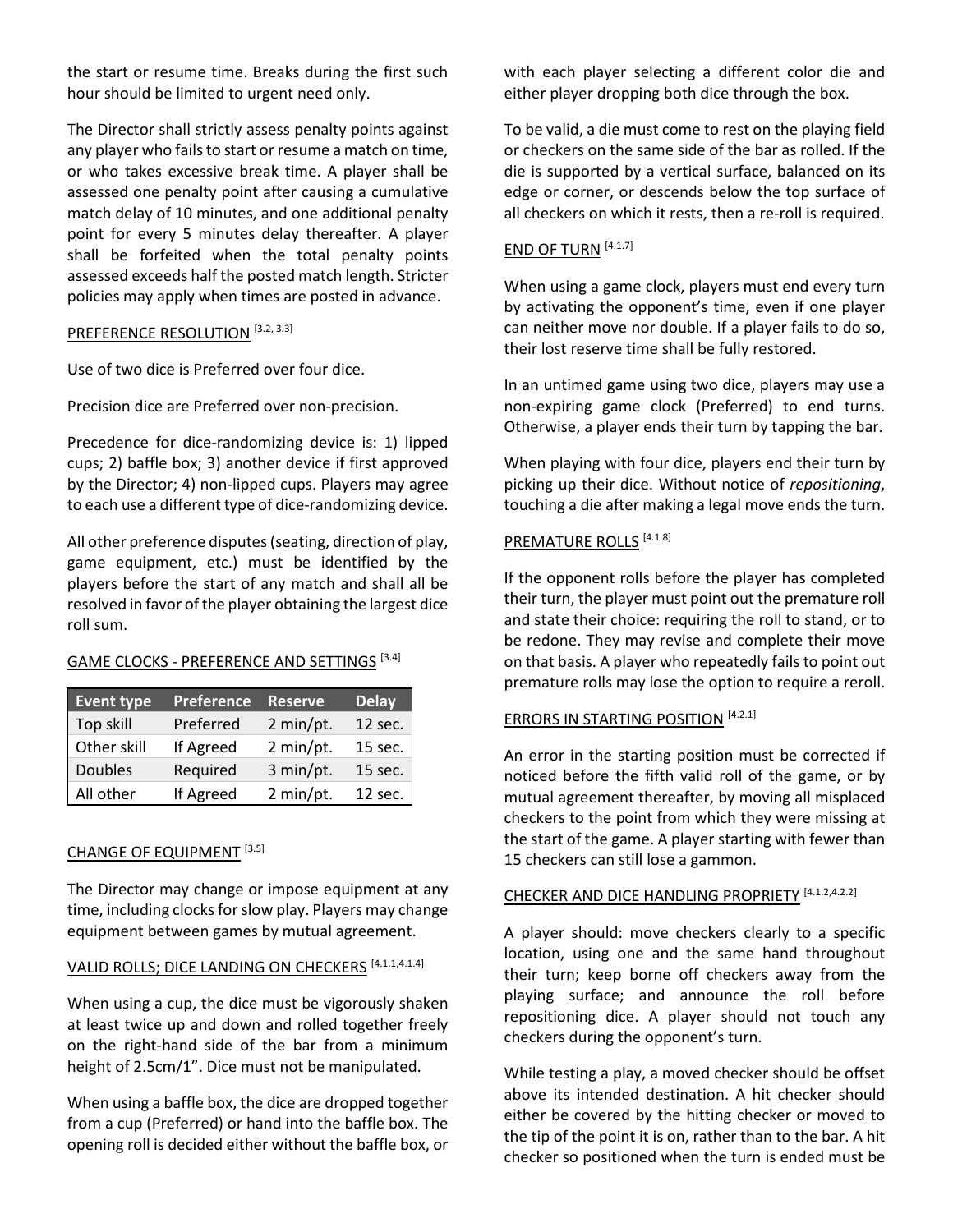the start or resume time. Breaks during the first such hour should be limited to urgent need only.

The Director shall strictly assess penalty points against any player who fails to start or resume a match on time, or who takes excessive break time. A player shall be assessed one penalty point after causing a cumulative match delay of 10 minutes, and one additional penalty point for every 5 minutes delay thereafter. A player shall be forfeited when the total penalty points assessed exceeds half the posted match length. Stricter policies may apply when times are posted in advance.

## PREFERENCE RESOLUTION [3.2, 3.3]

Use of two dice is Preferred over four dice.

Precision dice are Preferred over non-precision.

Precedence for dice-randomizing device is: 1) lipped cups; 2) baffle box; 3) another device if first approved by the Director; 4) non-lipped cups. Players may agree to each use a different type of dice-randomizing device.

All other preference disputes (seating, direction of play, game equipment, etc.) must be identified by the players before the start of any match and shall all be resolved in favor of the player obtaining the largest dice roll sum.

## GAME CLOCKS - PREFERENCE AND SETTINGS [3.4]

| Event type | Preference | Reserve | Delay |
|---|---|---|---|
| Top skill | Preferred | 2 min/pt. | 12 sec. |
| Other skill | If Agreed | 2 min/pt. | 15 sec. |
| Doubles | Required | 3 min/pt. | 15 sec. |
| All other | If Agreed | 2 min/pt. | 12 sec. |

## CHANGE OF EQUIPMENT [3.5]

The Director may change or impose equipment at any time, including clocks for slow play. Players may change equipment between games by mutual agreement.

## VALID ROLLS; DICE LANDING ON CHECKERS [4.1.1,4.1.4]

When using a cup, the dice must be vigorously shaken at least twice up and down and rolled together freely on the right-hand side of the bar from a minimum height of 2.5cm/1". Dice must not be manipulated.

When using a baffle box, the dice are dropped together from a cup (Preferred) or hand into the baffle box. The opening roll is decided either without the baffle box, or with each player selecting a different color die and either player dropping both dice through the box.

To be valid, a die must come to rest on the playing field or checkers on the same side of the bar as rolled. If the die is supported by a vertical surface, balanced on its edge or corner, or descends below the top surface of all checkers on which it rests, then a re-roll is required.

## END OF TURN [4.1.7]

When using a game clock, players must end every turn by activating the opponent's time, even if one player can neither move nor double. If a player fails to do so, their lost reserve time shall be fully restored.

In an untimed game using two dice, players may use a non-expiring game clock (Preferred) to end turns. Otherwise, a player ends their turn by tapping the bar.

When playing with four dice, players end their turn by picking up their dice. Without notice of *repositioning*, touching a die after making a legal move ends the turn.

## PREMATURE ROLLS [4.1.8]

If the opponent rolls before the player has completed their turn, the player must point out the premature roll and state their choice: requiring the roll to stand, or to be redone. They may revise and complete their move on that basis. A player who repeatedly fails to point out premature rolls may lose the option to require a reroll.

## ERRORS IN STARTING POSITION [4.2.1]

An error in the starting position must be corrected if noticed before the fifth valid roll of the game, or by mutual agreement thereafter, by moving all misplaced checkers to the point from which they were missing at the start of the game. A player starting with fewer than 15 checkers can still lose a gammon.

## CHECKER AND DICE HANDLING PROPRIETY [4.1.2,4.2.2]

A player should: move checkers clearly to a specific location, using one and the same hand throughout their turn; keep borne off checkers away from the playing surface; and announce the roll before repositioning dice. A player should not touch any checkers during the opponent's turn.

While testing a play, a moved checker should be offset above its intended destination. A hit checker should either be covered by the hitting checker or moved to the tip of the point it is on, rather than to the bar. A hit checker so positioned when the turn is ended must be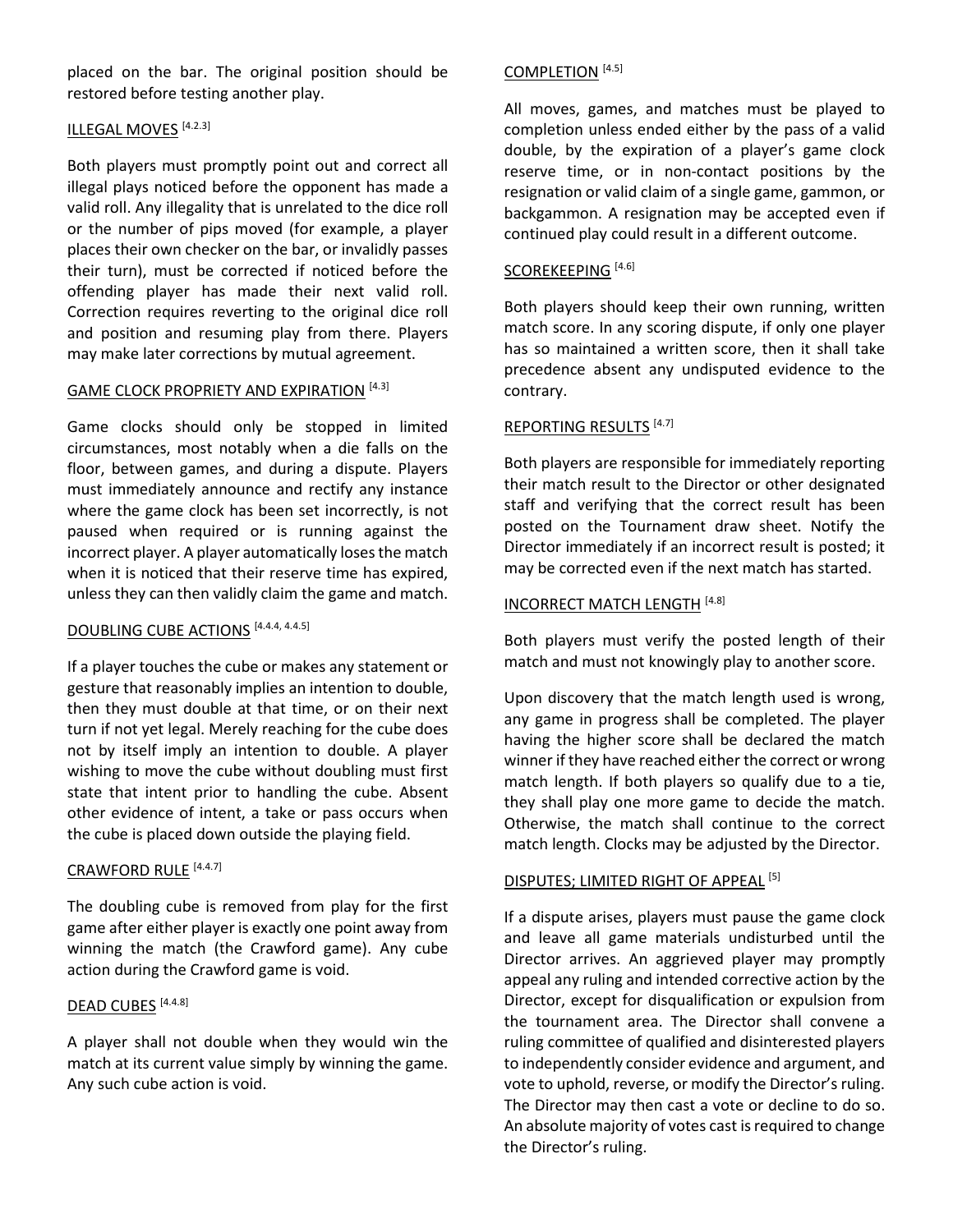placed on the bar. The original position should be restored before testing another play.

## ILLEGAL MOVES [4.2.3]

Both players must promptly point out and correct all illegal plays noticed before the opponent has made a valid roll. Any illegality that is unrelated to the dice roll or the number of pips moved (for example, a player places their own checker on the bar, or invalidly passes their turn), must be corrected if noticed before the offending player has made their next valid roll. Correction requires reverting to the original dice roll and position and resuming play from there. Players may make later corrections by mutual agreement.

## GAME CLOCK PROPRIETY AND EXPIRATION [4.3]

Game clocks should only be stopped in limited circumstances, most notably when a die falls on the floor, between games, and during a dispute. Players must immediately announce and rectify any instance where the game clock has been set incorrectly, is not paused when required or is running against the incorrect player. A player automatically loses the match when it is noticed that their reserve time has expired, unless they can then validly claim the game and match.

## DOUBLING CUBE ACTIONS [4.4.4, 4.4.5]

If a player touches the cube or makes any statement or gesture that reasonably implies an intention to double, then they must double at that time, or on their next turn if not yet legal. Merely reaching for the cube does not by itself imply an intention to double. A player wishing to move the cube without doubling must first state that intent prior to handling the cube. Absent other evidence of intent, a take or pass occurs when the cube is placed down outside the playing field.

## CRAWFORD RULE [4.4.7]

The doubling cube is removed from play for the first game after either player is exactly one point away from winning the match (the Crawford game). Any cube action during the Crawford game is void.

## DEAD CUBES [4.4.8]

A player shall not double when they would win the match at its current value simply by winning the game. Any such cube action is void.

## COMPLETION [4.5]

All moves, games, and matches must be played to completion unless ended either by the pass of a valid double, by the expiration of a player's game clock reserve time, or in non-contact positions by the resignation or valid claim of a single game, gammon, or backgammon. A resignation may be accepted even if continued play could result in a different outcome.

## SCOREKEEPING [4.6]

Both players should keep their own running, written match score. In any scoring dispute, if only one player has so maintained a written score, then it shall take precedence absent any undisputed evidence to the contrary.

## REPORTING RESULTS [4.7]

Both players are responsible for immediately reporting their match result to the Director or other designated staff and verifying that the correct result has been posted on the Tournament draw sheet. Notify the Director immediately if an incorrect result is posted; it may be corrected even if the next match has started.

## INCORRECT MATCH LENGTH [4.8]

Both players must verify the posted length of their match and must not knowingly play to another score.

Upon discovery that the match length used is wrong, any game in progress shall be completed. The player having the higher score shall be declared the match winner if they have reached either the correct or wrong match length. If both players so qualify due to a tie, they shall play one more game to decide the match. Otherwise, the match shall continue to the correct match length. Clocks may be adjusted by the Director.

## DISPUTES; LIMITED RIGHT OF APPEAL [5]

If a dispute arises, players must pause the game clock and leave all game materials undisturbed until the Director arrives. An aggrieved player may promptly appeal any ruling and intended corrective action by the Director, except for disqualification or expulsion from the tournament area. The Director shall convene a ruling committee of qualified and disinterested players to independently consider evidence and argument, and vote to uphold, reverse, or modify the Director's ruling. The Director may then cast a vote or decline to do so. An absolute majority of votes cast is required to change the Director's ruling.